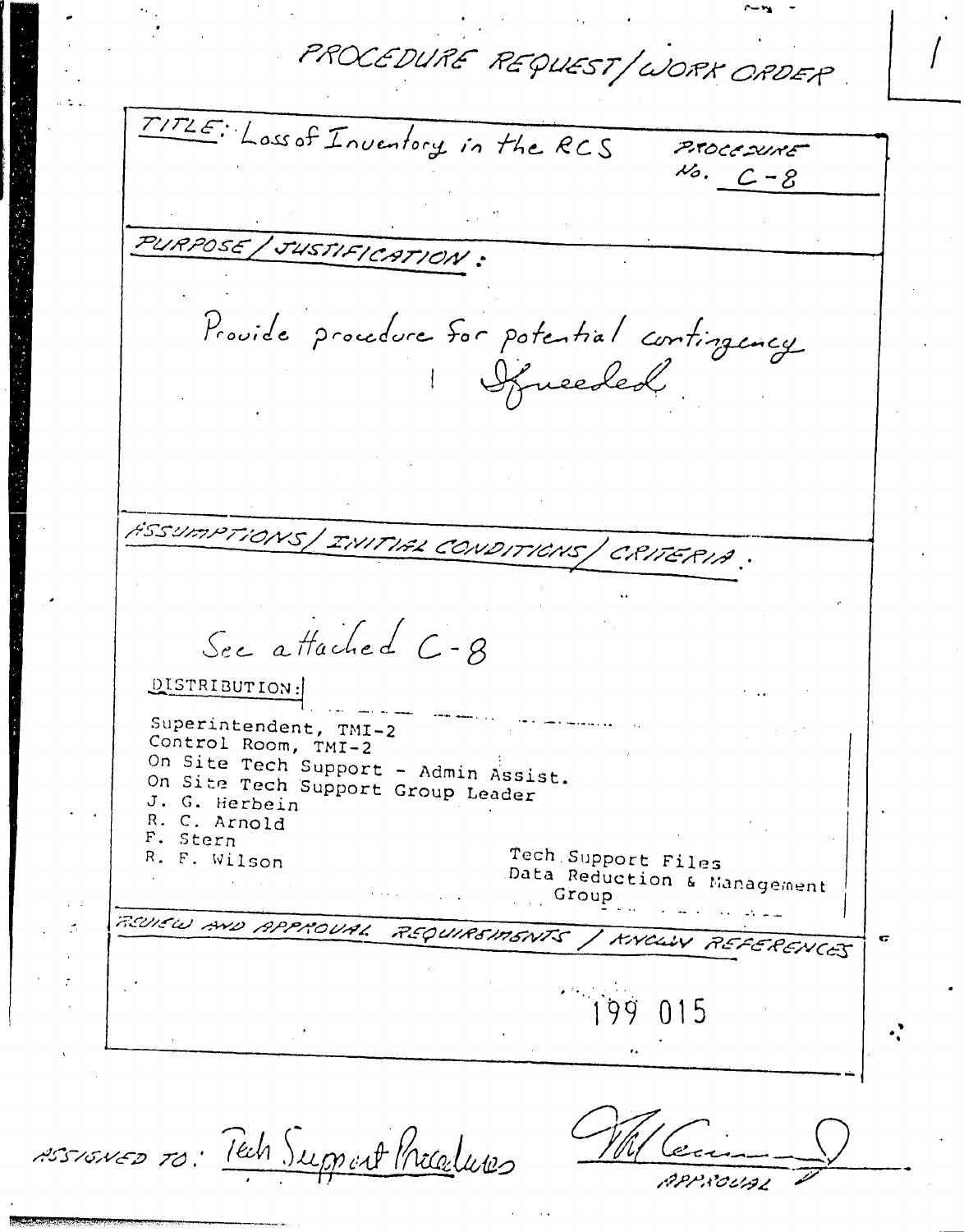# PROCEDURE REQUEST/WORK ORDER

**TITLE:** Loss of Inventory in the RCS

**PROCEDURE No.** C-8

**PURPOSE/JUSTIFICATION:**

Provide procedure for potential contingency if needed.

**ASSUMPTIONS/INITIAL CONDITIONS/CRITERIA:**

See attached C-8

DISTRIBUTION:

Superintendent, TMI-2
Control Room, TMI-2
On Site Tech Support - Admin Assist.
On Site Tech Support Group Leader
J. G. Herbein
R. C. Arnold
F. Stern
R. F. Wilson

Tech Support Files
Data Reduction & Management Group

**REVIEW AND APPROVAL REQUIREMENTS / KNOWN REFERENCES**

199 015

ASSIGNED TO: Tech Support Procedures

APPROVAL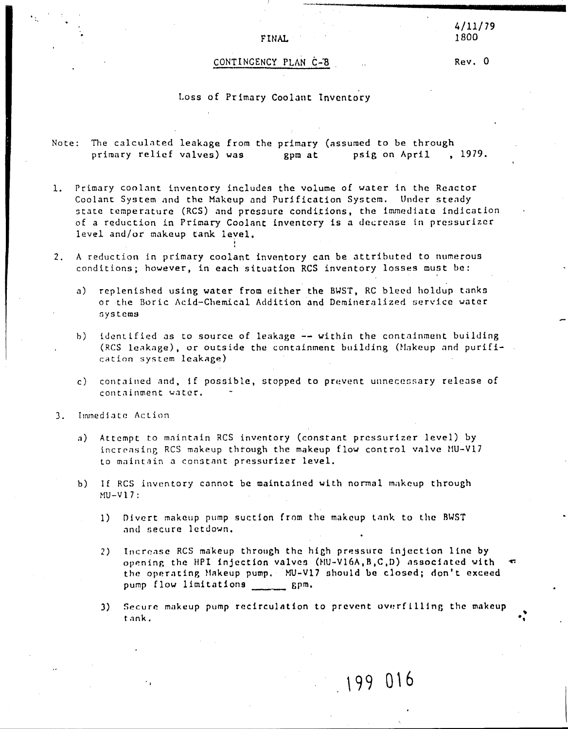FINAL

4/11/79
1800

Rev. 0

# CONTINGENCY PLAN C-8

## Loss of Primary Coolant Inventory

Note: The calculated leakage from the primary (assumed to be through primary relief valves) was gpm at psig on April , 1979.

1. Primary coolant inventory includes the volume of water in the Reactor Coolant System and the Makeup and Purification System. Under steady state temperature (RCS) and pressure conditions, the immediate indication of a reduction in Primary Coolant inventory is a decrease in pressurizer level and/or makeup tank level.

2. A reduction in primary coolant inventory can be attributed to numerous conditions; however, in each situation RCS inventory losses must be:

   a) replenished using water from either the BWST, RC bleed holdup tanks or the Boric Acid-Chemical Addition and Demineralized service water systems

   b) identified as to source of leakage -- within the containment building (RCS leakage), or outside the containment building (Makeup and purification system leakage)

   c) contained and, if possible, stopped to prevent unnecessary release of containment water.

3. Immediate Action

   a) Attempt to maintain RCS inventory (constant pressurizer level) by increasing RCS makeup through the makeup flow control valve MU-V17 to maintain a constant pressurizer level.

   b) If RCS inventory cannot be maintained with normal makeup through MU-V17:

      1) Divert makeup pump suction from the makeup tank to the BWST and secure letdown.

      2) Increase RCS makeup through the high pressure injection line by opening the HPI injection valves (MU-V16A,B,C,D) associated with the operating Makeup pump. MU-V17 should be closed; don't exceed pump flow limitations ______ gpm.

      3) Secure makeup pump recirculation to prevent overfilling the makeup tank.

199 016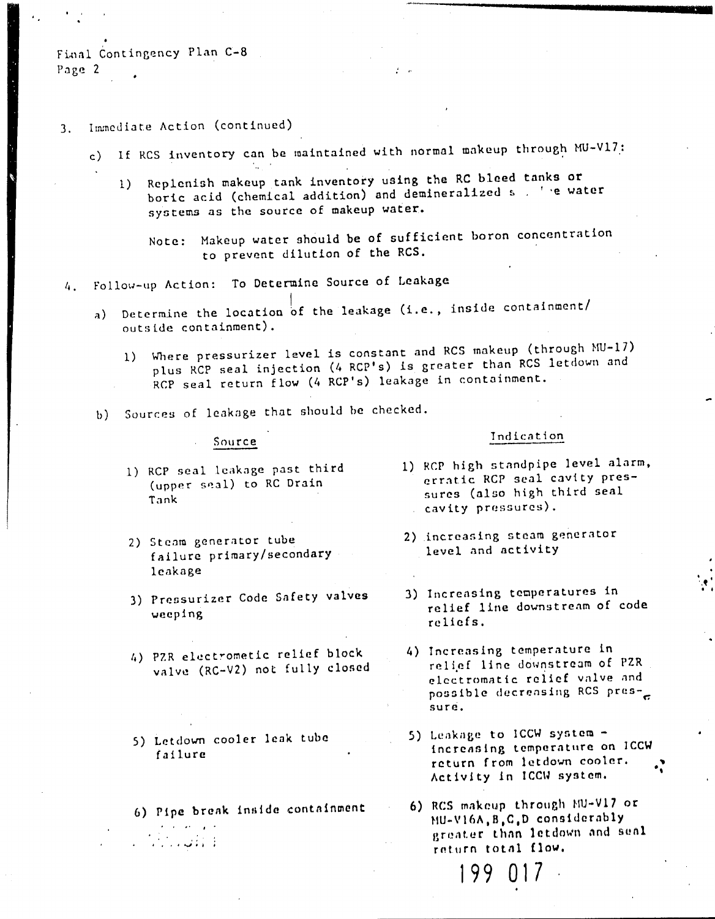3. Immediate Action (continued)

   c) If RCS inventory can be maintained with normal makeup through MU-V17:

      1) Replenish makeup tank inventory using the RC bleed tanks or boric acid (chemical addition) and demineralized s . ' e water systems as the source of makeup water.

         Note: Makeup water should be of sufficient boron concentration to prevent dilution of the RCS.

4. Follow-up Action: To Determine Source of Leakage

   a) Determine the location of the leakage (i.e., inside containment/ outside containment).

      1) Where pressurizer level is constant and RCS makeup (through MU-17) plus RCP seal injection (4 RCP's) is greater than RCS letdown and RCP seal return flow (4 RCP's) leakage in containment.

   b) Sources of leakage that should be checked.

| Source | Indication |
|---|---|
| 1) RCP seal leakage past third (upper seal) to RC Drain Tank | 1) RCP high standpipe level alarm, erratic RCP seal cavity pressures (also high third seal cavity pressures). |
| 2) Steam generator tube failure primary/secondary leakage | 2) increasing steam generator level and activity |
| 3) Pressurizer Code Safety valves weeping | 3) Increasing temperatures in relief line downstream of code reliefs. |
| 4) PZR electrometic relief block valve (RC-V2) not fully closed | 4) Increasing temperature in relief line downstream of PZR electromatic relief valve and possible decreasing RCS pressure. |
| 5) Letdown cooler leak tube failure | 5) Leakage to ICCW system - increasing temperature on ICCW return from letdown cooler. Activity in ICCW system. |
| 6) Pipe break inside containment | 6) RCS makeup through MU-V17 or MU-V16A,B,C,D considerably greater than letdown and seal return total flow. |

199 017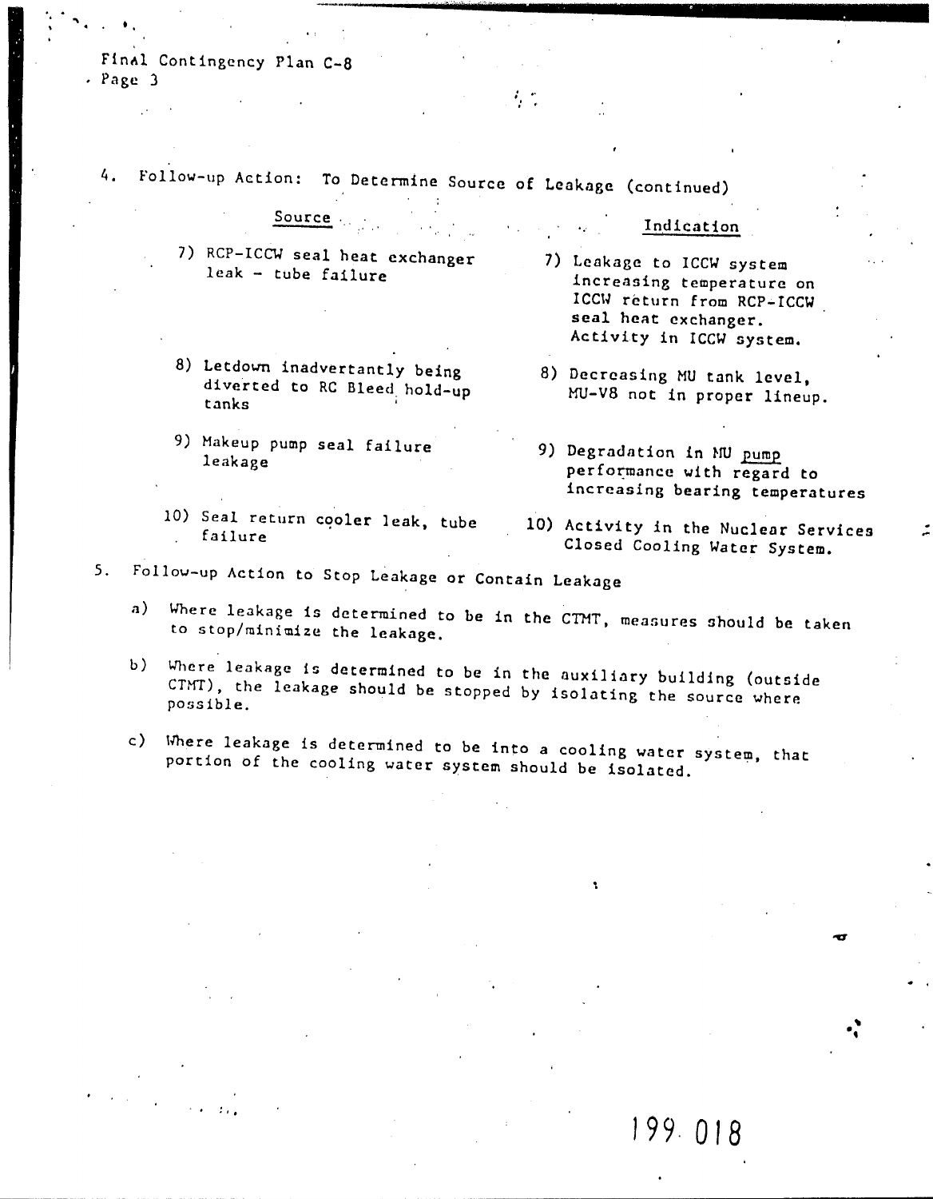4. Follow-up Action: To Determine Source of Leakage (continued)

| Source | Indication |
| --- | --- |
| 7) RCP-ICCW seal heat exchanger leak - tube failure | 7) Leakage to ICCW system increasing temperature on ICCW return from RCP-ICCW seal heat exchanger. Activity in ICCW system. |
| 8) Letdown inadvertantly being diverted to RC Bleed hold-up tanks | 8) Decreasing MU tank level, MU-V8 not in proper lineup. |
| 9) Makeup pump seal failure leakage | 9) Degradation in MU pump performance with regard to increasing bearing temperatures |
| 10) Seal return cooler leak, tube failure | 10) Activity in the Nuclear Services Closed Cooling Water System. |

5. Follow-up Action to Stop Leakage or Contain Leakage

   a) Where leakage is determined to be in the CTMT, measures should be taken to stop/minimize the leakage.

   b) Where leakage is determined to be in the auxiliary building (outside CTMT), the leakage should be stopped by isolating the source where possible.

   c) Where leakage is determined to be into a cooling water system, that portion of the cooling water system should be isolated.

199 018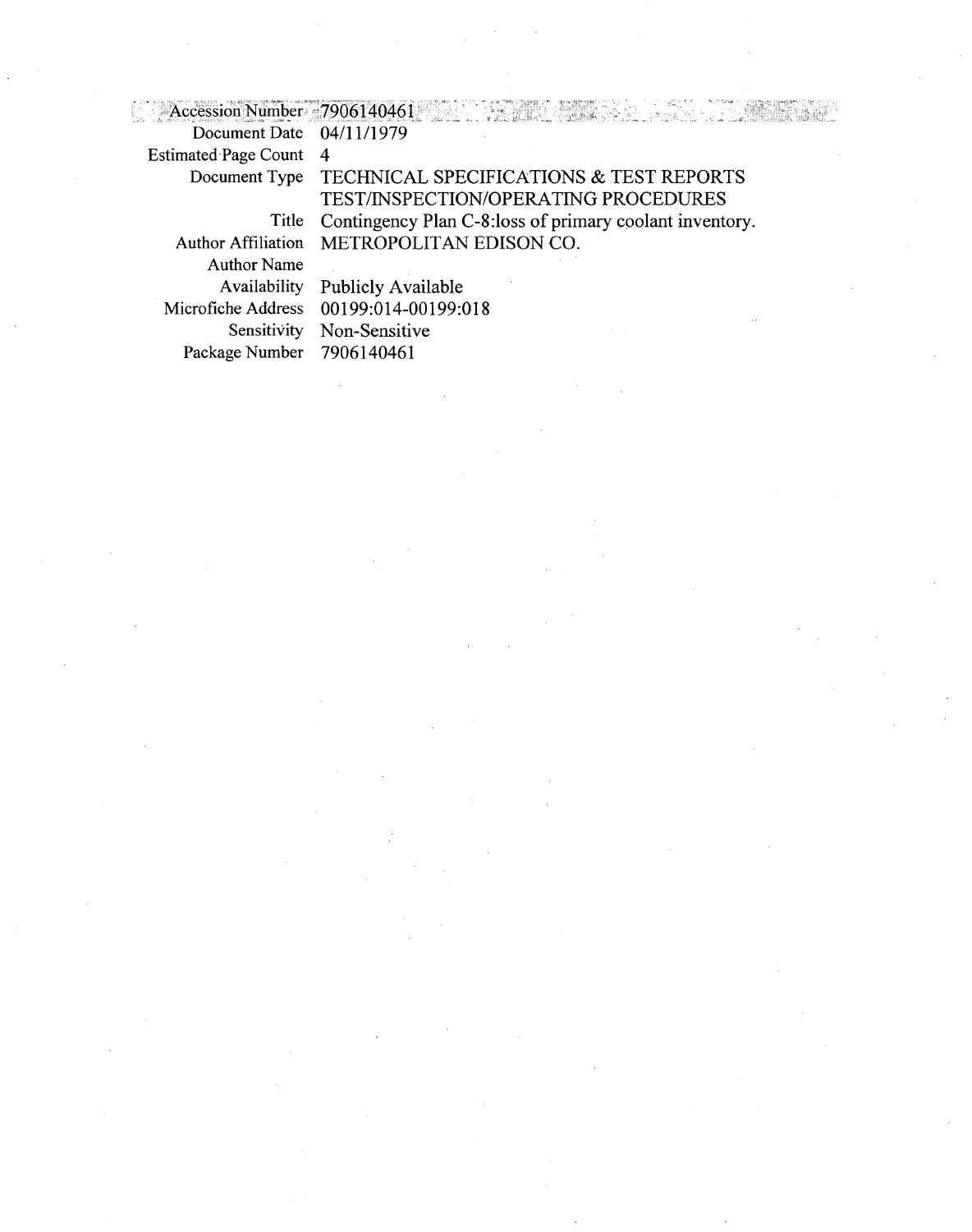| | |
|---|---|
| Accession Number | 7906140461 |
| Document Date | 04/11/1979 |
| Estimated Page Count | 4 |
| Document Type | TECHNICAL SPECIFICATIONS & TEST REPORTS<br>TEST/INSPECTION/OPERATING PROCEDURES |
| Title | Contingency Plan C-8:loss of primary coolant inventory. |
| Author Affiliation | METROPOLITAN EDISON CO. |
| Author Name | |
| Availability | Publicly Available |
| Microfiche Address | 00199:014-00199:018 |
| Sensitivity | Non-Sensitive |
| Package Number | 7906140461 |